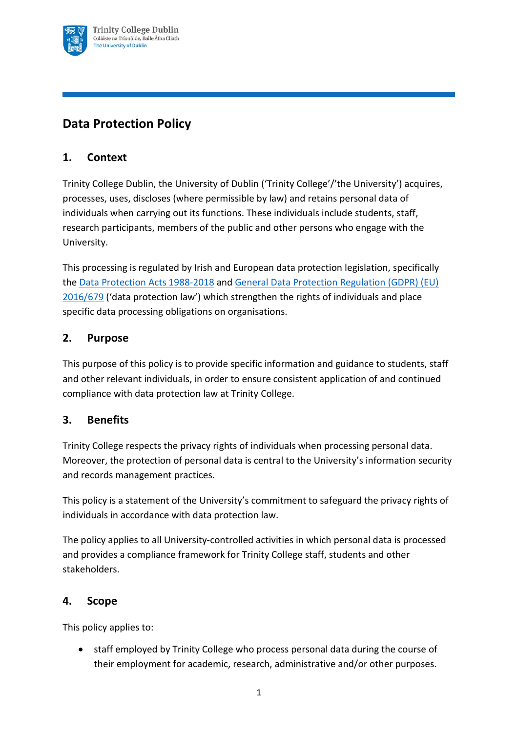# Data Protection Policy

## 1. Context

Trinity College Dublin, the University of Dublin ('Trinity College'/'the University') acquires, processes, uses, discloses (where permissible by law) and retains personal data of individuals when carrying out its functions. These individuals include students, staff, research participants, members of the public and other persons who engage with the University.

This processing is regulated by Irish and European data protection legislation, specifically the Data Protection Acts 1988-2018 and General Data Protection Regulation (GDPR) (EU) 2016/679 ('data protection law') which strengthen the rights of individuals and place specific data processing obligations on organisations.

## 2. Purpose

This purpose of this policy is to provide specific information and guidance to students, staff and other relevant individuals, in order to ensure consistent application of and continued compliance with data protection law at Trinity College.

## 3. Benefits

Trinity College respects the privacy rights of individuals when processing personal data. Moreover, the protection of personal data is central to the University's information security and records management practices.

This policy is a statement of the University's commitment to safeguard the privacy rights of individuals in accordance with data protection law.

The policy applies to all University-controlled activities in which personal data is processed and provides a compliance framework for Trinity College staff, students and other stakeholders.

## 4. Scope

This policy applies to:

- staff employed by Trinity College who process personal data during the course of their employment for academic, research, administrative and/or other purposes.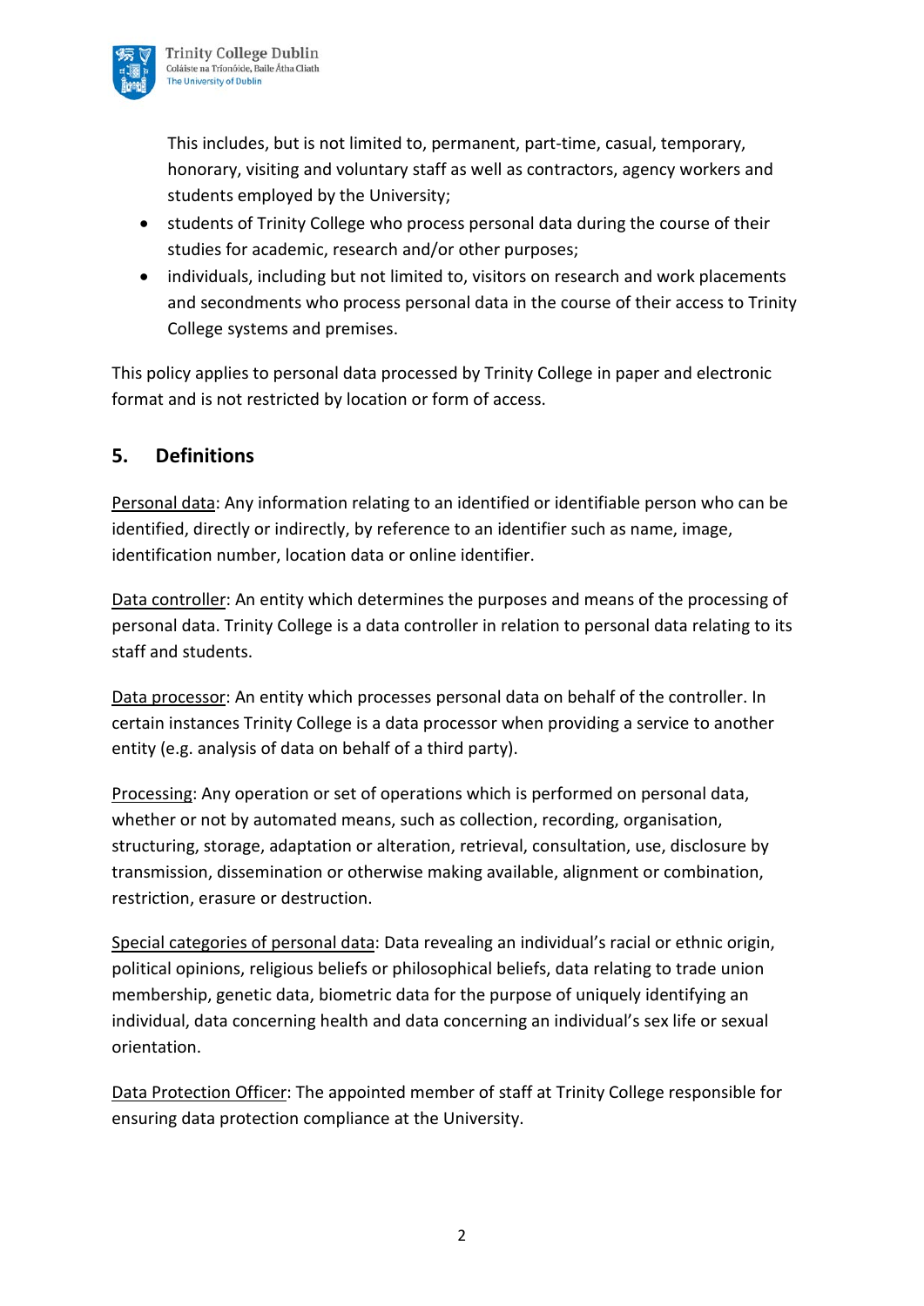This includes, but is not limited to, permanent, part-time, casual, temporary, honorary, visiting and voluntary staff as well as contractors, agency workers and students employed by the University;

- students of Trinity College who process personal data during the course of their studies for academic, research and/or other purposes;
- individuals, including but not limited to, visitors on research and work placements and secondments who process personal data in the course of their access to Trinity College systems and premises.

This policy applies to personal data processed by Trinity College in paper and electronic format and is not restricted by location or form of access.

## 5. Definitions

<u>Personal data</u>: Any information relating to an identified or identifiable person who can be identified, directly or indirectly, by reference to an identifier such as name, image, identification number, location data or online identifier.

<u>Data controller</u>: An entity which determines the purposes and means of the processing of personal data. Trinity College is a data controller in relation to personal data relating to its staff and students.

<u>Data processor</u>: An entity which processes personal data on behalf of the controller. In certain instances Trinity College is a data processor when providing a service to another entity (e.g. analysis of data on behalf of a third party).

<u>Processing</u>: Any operation or set of operations which is performed on personal data, whether or not by automated means, such as collection, recording, organisation, structuring, storage, adaptation or alteration, retrieval, consultation, use, disclosure by transmission, dissemination or otherwise making available, alignment or combination, restriction, erasure or destruction.

<u>Special categories of personal data</u>: Data revealing an individual's racial or ethnic origin, political opinions, religious beliefs or philosophical beliefs, data relating to trade union membership, genetic data, biometric data for the purpose of uniquely identifying an individual, data concerning health and data concerning an individual's sex life or sexual orientation.

<u>Data Protection Officer</u>: The appointed member of staff at Trinity College responsible for ensuring data protection compliance at the University.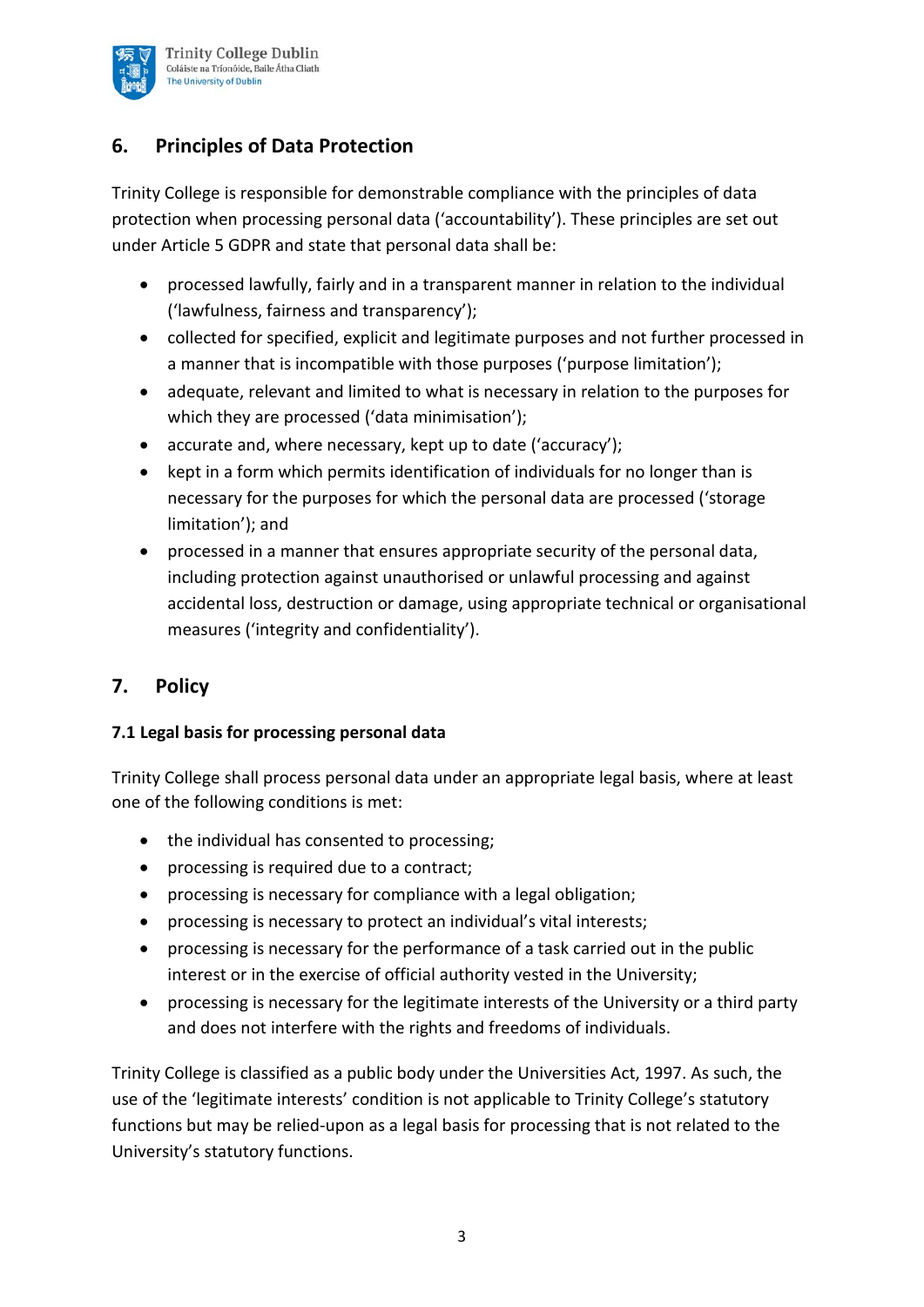## 6. Principles of Data Protection

Trinity College is responsible for demonstrable compliance with the principles of data protection when processing personal data ('accountability'). These principles are set out under Article 5 GDPR and state that personal data shall be:

- processed lawfully, fairly and in a transparent manner in relation to the individual ('lawfulness, fairness and transparency');
- collected for specified, explicit and legitimate purposes and not further processed in a manner that is incompatible with those purposes ('purpose limitation');
- adequate, relevant and limited to what is necessary in relation to the purposes for which they are processed ('data minimisation');
- accurate and, where necessary, kept up to date ('accuracy');
- kept in a form which permits identification of individuals for no longer than is necessary for the purposes for which the personal data are processed ('storage limitation'); and
- processed in a manner that ensures appropriate security of the personal data, including protection against unauthorised or unlawful processing and against accidental loss, destruction or damage, using appropriate technical or organisational measures ('integrity and confidentiality').

## 7. Policy

### 7.1 Legal basis for processing personal data

Trinity College shall process personal data under an appropriate legal basis, where at least one of the following conditions is met:

- the individual has consented to processing;
- processing is required due to a contract;
- processing is necessary for compliance with a legal obligation;
- processing is necessary to protect an individual's vital interests;
- processing is necessary for the performance of a task carried out in the public interest or in the exercise of official authority vested in the University;
- processing is necessary for the legitimate interests of the University or a third party and does not interfere with the rights and freedoms of individuals.

Trinity College is classified as a public body under the Universities Act, 1997. As such, the use of the 'legitimate interests' condition is not applicable to Trinity College's statutory functions but may be relied-upon as a legal basis for processing that is not related to the University's statutory functions.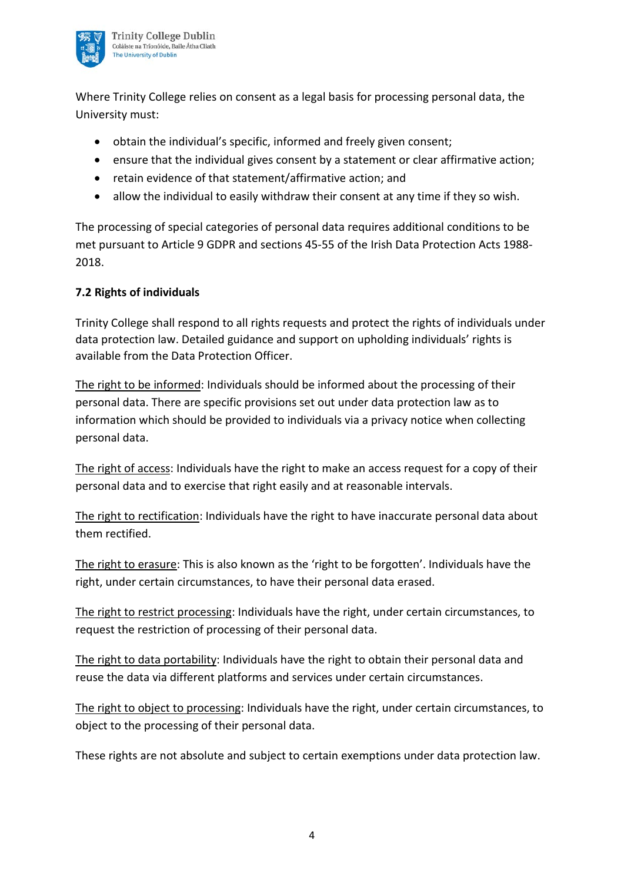Where Trinity College relies on consent as a legal basis for processing personal data, the University must:

- obtain the individual's specific, informed and freely given consent;
- ensure that the individual gives consent by a statement or clear affirmative action;
- retain evidence of that statement/affirmative action; and
- allow the individual to easily withdraw their consent at any time if they so wish.

The processing of special categories of personal data requires additional conditions to be met pursuant to Article 9 GDPR and sections 45-55 of the Irish Data Protection Acts 1988-2018.

**7.2 Rights of individuals**

Trinity College shall respond to all rights requests and protect the rights of individuals under data protection law. Detailed guidance and support on upholding individuals' rights is available from the Data Protection Officer.

<u>The right to be informed</u>: Individuals should be informed about the processing of their personal data. There are specific provisions set out under data protection law as to information which should be provided to individuals via a privacy notice when collecting personal data.

<u>The right of access</u>: Individuals have the right to make an access request for a copy of their personal data and to exercise that right easily and at reasonable intervals.

<u>The right to rectification</u>: Individuals have the right to have inaccurate personal data about them rectified.

<u>The right to erasure</u>: This is also known as the 'right to be forgotten'. Individuals have the right, under certain circumstances, to have their personal data erased.

<u>The right to restrict processing</u>: Individuals have the right, under certain circumstances, to request the restriction of processing of their personal data.

<u>The right to data portability</u>: Individuals have the right to obtain their personal data and reuse the data via different platforms and services under certain circumstances.

<u>The right to object to processing</u>: Individuals have the right, under certain circumstances, to object to the processing of their personal data.

These rights are not absolute and subject to certain exemptions under data protection law.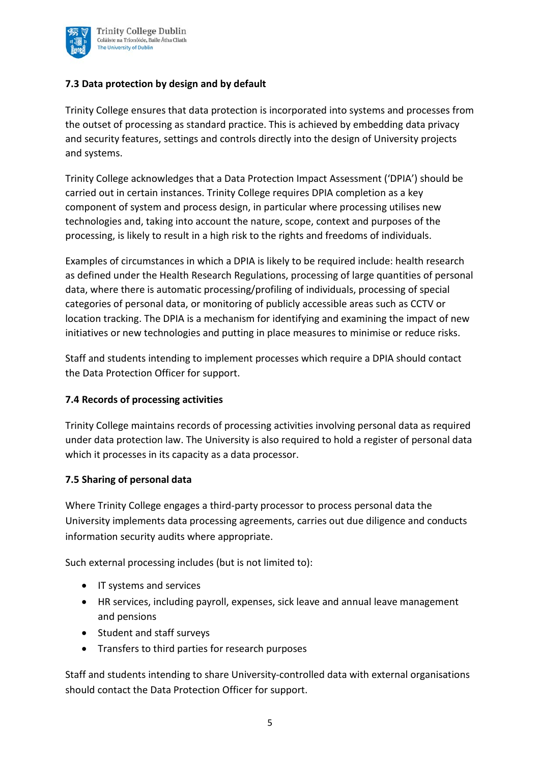### 7.3 Data protection by design and by default

Trinity College ensures that data protection is incorporated into systems and processes from the outset of processing as standard practice. This is achieved by embedding data privacy and security features, settings and controls directly into the design of University projects and systems.

Trinity College acknowledges that a Data Protection Impact Assessment ('DPIA') should be carried out in certain instances. Trinity College requires DPIA completion as a key component of system and process design, in particular where processing utilises new technologies and, taking into account the nature, scope, context and purposes of the processing, is likely to result in a high risk to the rights and freedoms of individuals.

Examples of circumstances in which a DPIA is likely to be required include: health research as defined under the Health Research Regulations, processing of large quantities of personal data, where there is automatic processing/profiling of individuals, processing of special categories of personal data, or monitoring of publicly accessible areas such as CCTV or location tracking. The DPIA is a mechanism for identifying and examining the impact of new initiatives or new technologies and putting in place measures to minimise or reduce risks.

Staff and students intending to implement processes which require a DPIA should contact the Data Protection Officer for support.

### 7.4 Records of processing activities

Trinity College maintains records of processing activities involving personal data as required under data protection law. The University is also required to hold a register of personal data which it processes in its capacity as a data processor.

### 7.5 Sharing of personal data

Where Trinity College engages a third-party processor to process personal data the University implements data processing agreements, carries out due diligence and conducts information security audits where appropriate.

Such external processing includes (but is not limited to):

- IT systems and services
- HR services, including payroll, expenses, sick leave and annual leave management and pensions
- Student and staff surveys
- Transfers to third parties for research purposes

Staff and students intending to share University-controlled data with external organisations should contact the Data Protection Officer for support.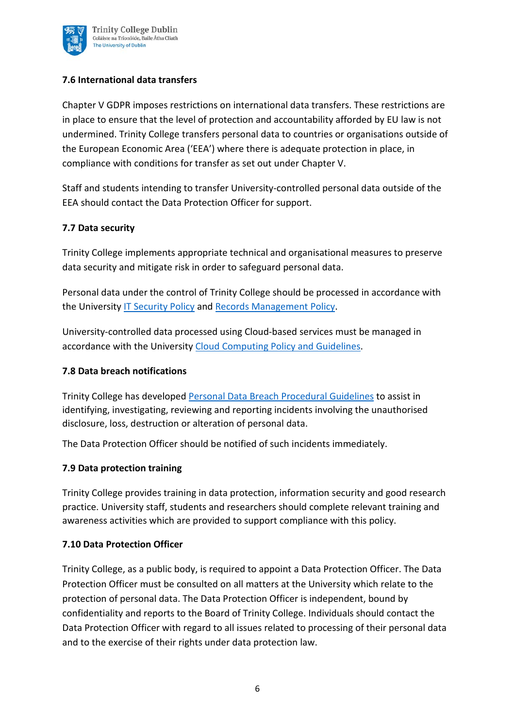### 7.6 International data transfers

Chapter V GDPR imposes restrictions on international data transfers. These restrictions are in place to ensure that the level of protection and accountability afforded by EU law is not undermined. Trinity College transfers personal data to countries or organisations outside of the European Economic Area ('EEA') where there is adequate protection in place, in compliance with conditions for transfer as set out under Chapter V.

Staff and students intending to transfer University-controlled personal data outside of the EEA should contact the Data Protection Officer for support.

### 7.7 Data security

Trinity College implements appropriate technical and organisational measures to preserve data security and mitigate risk in order to safeguard personal data.

Personal data under the control of Trinity College should be processed in accordance with the University IT Security Policy and Records Management Policy.

University-controlled data processed using Cloud-based services must be managed in accordance with the University Cloud Computing Policy and Guidelines.

### 7.8 Data breach notifications

Trinity College has developed Personal Data Breach Procedural Guidelines to assist in identifying, investigating, reviewing and reporting incidents involving the unauthorised disclosure, loss, destruction or alteration of personal data.

The Data Protection Officer should be notified of such incidents immediately.

### 7.9 Data protection training

Trinity College provides training in data protection, information security and good research practice. University staff, students and researchers should complete relevant training and awareness activities which are provided to support compliance with this policy.

### 7.10 Data Protection Officer

Trinity College, as a public body, is required to appoint a Data Protection Officer. The Data Protection Officer must be consulted on all matters at the University which relate to the protection of personal data. The Data Protection Officer is independent, bound by confidentiality and reports to the Board of Trinity College. Individuals should contact the Data Protection Officer with regard to all issues related to processing of their personal data and to the exercise of their rights under data protection law.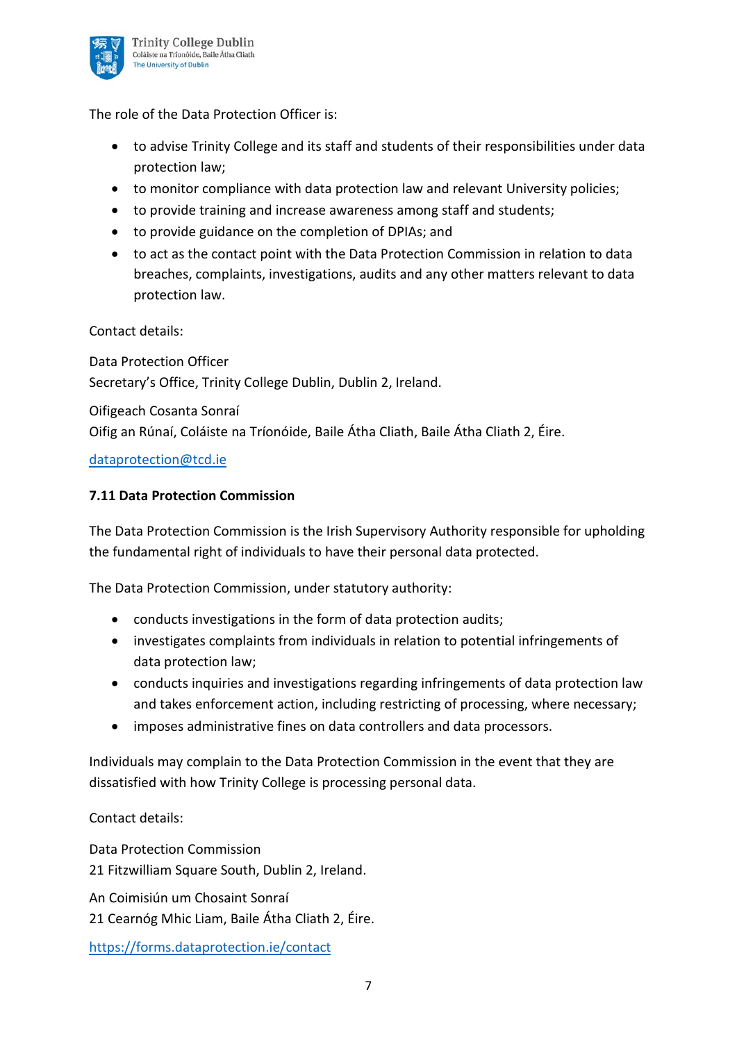The role of the Data Protection Officer is:

- to advise Trinity College and its staff and students of their responsibilities under data protection law;
- to monitor compliance with data protection law and relevant University policies;
- to provide training and increase awareness among staff and students;
- to provide guidance on the completion of DPIAs; and
- to act as the contact point with the Data Protection Commission in relation to data breaches, complaints, investigations, audits and any other matters relevant to data protection law.

Contact details:

Data Protection Officer
Secretary's Office, Trinity College Dublin, Dublin 2, Ireland.

Oifigeach Cosanta Sonraí
Oifig an Rúnaí, Coláiste na Tríonóide, Baile Átha Cliath, Baile Átha Cliath 2, Éire.

[dataprotection@tcd.ie](mailto:dataprotection@tcd.ie)

#### 7.11 Data Protection Commission

The Data Protection Commission is the Irish Supervisory Authority responsible for upholding the fundamental right of individuals to have their personal data protected.

The Data Protection Commission, under statutory authority:

- conducts investigations in the form of data protection audits;
- investigates complaints from individuals in relation to potential infringements of data protection law;
- conducts inquiries and investigations regarding infringements of data protection law and takes enforcement action, including restricting of processing, where necessary;
- imposes administrative fines on data controllers and data processors.

Individuals may complain to the Data Protection Commission in the event that they are dissatisfied with how Trinity College is processing personal data.

Contact details:

Data Protection Commission
21 Fitzwilliam Square South, Dublin 2, Ireland.

An Coimisiún um Chosaint Sonraí
21 Cearnóg Mhic Liam, Baile Átha Cliath 2, Éire.

[https://forms.dataprotection.ie/contact](https://forms.dataprotection.ie/contact)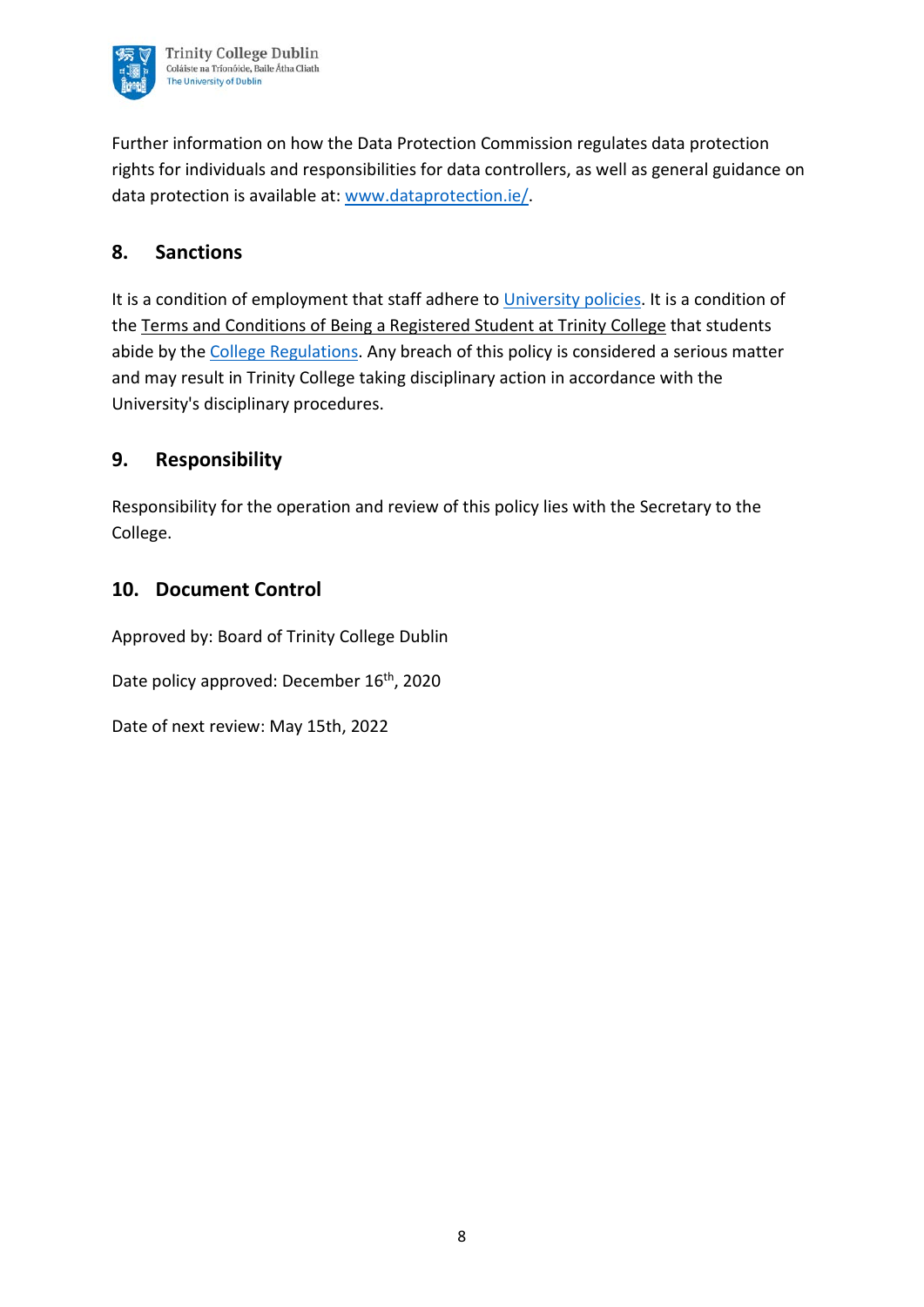Further information on how the Data Protection Commission regulates data protection rights for individuals and responsibilities for data controllers, as well as general guidance on data protection is available at: [www.dataprotection.ie/](www.dataprotection.ie/).

## 8. Sanctions

It is a condition of employment that staff adhere to University policies. It is a condition of the Terms and Conditions of Being a Registered Student at Trinity College that students abide by the College Regulations. Any breach of this policy is considered a serious matter and may result in Trinity College taking disciplinary action in accordance with the University's disciplinary procedures.

## 9. Responsibility

Responsibility for the operation and review of this policy lies with the Secretary to the College.

## 10. Document Control

Approved by: Board of Trinity College Dublin

Date policy approved: December 16th, 2020

Date of next review: May 15th, 2022